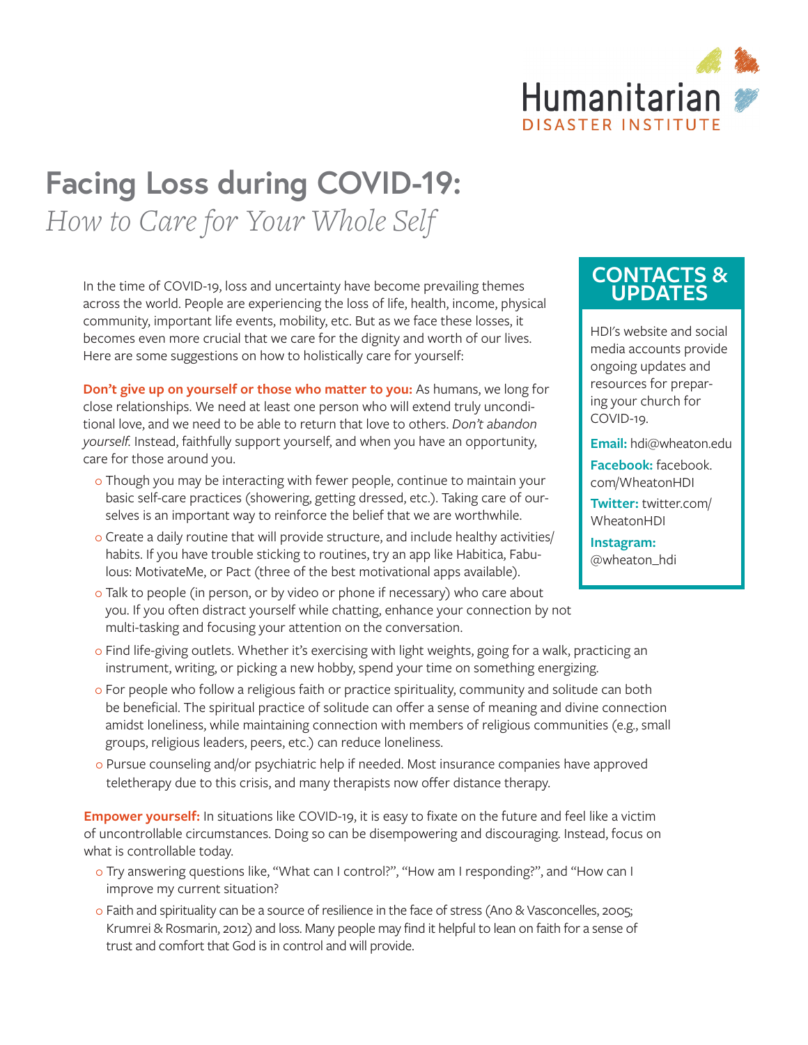Humanitarian DISASTER INSTITUTE

# Facing Loss during COVID-19:

## *How to Care for Your Whole Self*

In the time of COVID-19, loss and uncertainty have become prevailing themes across the world. People are experiencing the loss of life, health, income, physical community, important life events, mobility, etc. But as we face these losses, it becomes even more crucial that we care for the dignity and worth of our lives. Here are some suggestions on how to holistically care for yourself:

**Don't give up on yourself or those who matter to you:** As humans, we long for close relationships. We need at least one person who will extend truly unconditional love, and we need to be able to return that love to others. *Don't abandon yourself.* Instead, faithfully support yourself, and when you have an opportunity, care for those around you.

- Though you may be interacting with fewer people, continue to maintain your basic self-care practices (showering, getting dressed, etc.). Taking care of ourselves is an important way to reinforce the belief that we are worthwhile.
- Create a daily routine that will provide structure, and include healthy activities/habits. If you have trouble sticking to routines, try an app like Habitica, Fabulous: MotivateMe, or Pact (three of the best motivational apps available).
- Talk to people (in person, or by video or phone if necessary) who care about you. If you often distract yourself while chatting, enhance your connection by not multi-tasking and focusing your attention on the conversation.
- Find life-giving outlets. Whether it's exercising with light weights, going for a walk, practicing an instrument, writing, or picking a new hobby, spend your time on something energizing.
- For people who follow a religious faith or practice spirituality, community and solitude can both be beneficial. The spiritual practice of solitude can offer a sense of meaning and divine connection amidst loneliness, while maintaining connection with members of religious communities (e.g., small groups, religious leaders, peers, etc.) can reduce loneliness.
- Pursue counseling and/or psychiatric help if needed. Most insurance companies have approved teletherapy due to this crisis, and many therapists now offer distance therapy.

**Empower yourself:** In situations like COVID-19, it is easy to fixate on the future and feel like a victim of uncontrollable circumstances. Doing so can be disempowering and discouraging. Instead, focus on what is controllable today.

- Try answering questions like, "What can I control?", "How am I responding?", and "How can I improve my current situation?
- Faith and spirituality can be a source of resilience in the face of stress (Ano & Vasconcelles, 2005; Krumrei & Rosmarin, 2012) and loss. Many people may find it helpful to lean on faith for a sense of trust and comfort that God is in control and will provide.

### CONTACTS & UPDATES

HDI's website and social media accounts provide ongoing updates and resources for preparing your church for COVID-19.

**Email:** hdi@wheaton.edu

**Facebook:** facebook.com/WheatonHDI

**Twitter:** twitter.com/WheatonHDI

**Instagram:** @wheaton_hdi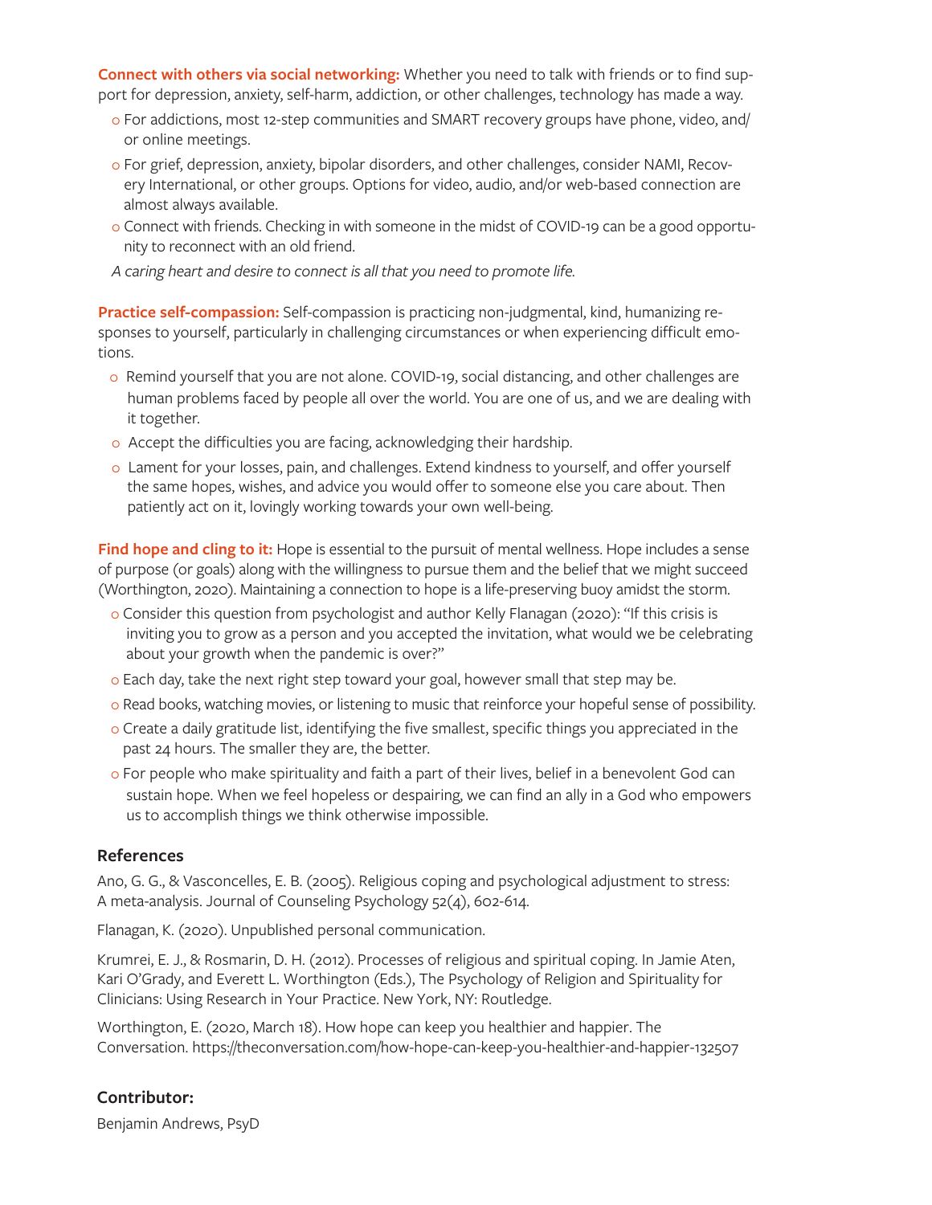**Connect with others via social networking:** Whether you need to talk with friends or to find support for depression, anxiety, self-harm, addiction, or other challenges, technology has made a way.

- For addictions, most 12-step communities and SMART recovery groups have phone, video, and/or online meetings.
- For grief, depression, anxiety, bipolar disorders, and other challenges, consider NAMI, Recovery International, or other groups. Options for video, audio, and/or web-based connection are almost always available.
- Connect with friends. Checking in with someone in the midst of COVID-19 can be a good opportunity to reconnect with an old friend.

*A caring heart and desire to connect is all that you need to promote life.*

**Practice self-compassion:** Self-compassion is practicing non-judgmental, kind, humanizing responses to yourself, particularly in challenging circumstances or when experiencing difficult emotions.

- Remind yourself that you are not alone. COVID-19, social distancing, and other challenges are human problems faced by people all over the world. You are one of us, and we are dealing with it together.
- Accept the difficulties you are facing, acknowledging their hardship.
- Lament for your losses, pain, and challenges. Extend kindness to yourself, and offer yourself the same hopes, wishes, and advice you would offer to someone else you care about. Then patiently act on it, lovingly working towards your own well-being.

**Find hope and cling to it:** Hope is essential to the pursuit of mental wellness. Hope includes a sense of purpose (or goals) along with the willingness to pursue them and the belief that we might succeed (Worthington, 2020). Maintaining a connection to hope is a life-preserving buoy amidst the storm.

- Consider this question from psychologist and author Kelly Flanagan (2020): "If this crisis is inviting you to grow as a person and you accepted the invitation, what would we be celebrating about your growth when the pandemic is over?"
- Each day, take the next right step toward your goal, however small that step may be.
- Read books, watching movies, or listening to music that reinforce your hopeful sense of possibility.
- Create a daily gratitude list, identifying the five smallest, specific things you appreciated in the past 24 hours. The smaller they are, the better.
- For people who make spirituality and faith a part of their lives, belief in a benevolent God can sustain hope. When we feel hopeless or despairing, we can find an ally in a God who empowers us to accomplish things we think otherwise impossible.

## References

Ano, G. G., & Vasconcelles, E. B. (2005). Religious coping and psychological adjustment to stress: A meta-analysis. Journal of Counseling Psychology 52(4), 602-614.

Flanagan, K. (2020). Unpublished personal communication.

Krumrei, E. J., & Rosmarin, D. H. (2012). Processes of religious and spiritual coping. In Jamie Aten, Kari O'Grady, and Everett L. Worthington (Eds.), The Psychology of Religion and Spirituality for Clinicians: Using Research in Your Practice. New York, NY: Routledge.

Worthington, E. (2020, March 18). How hope can keep you healthier and happier. The Conversation. https://theconversation.com/how-hope-can-keep-you-healthier-and-happier-132507

## Contributor:

Benjamin Andrews, PsyD